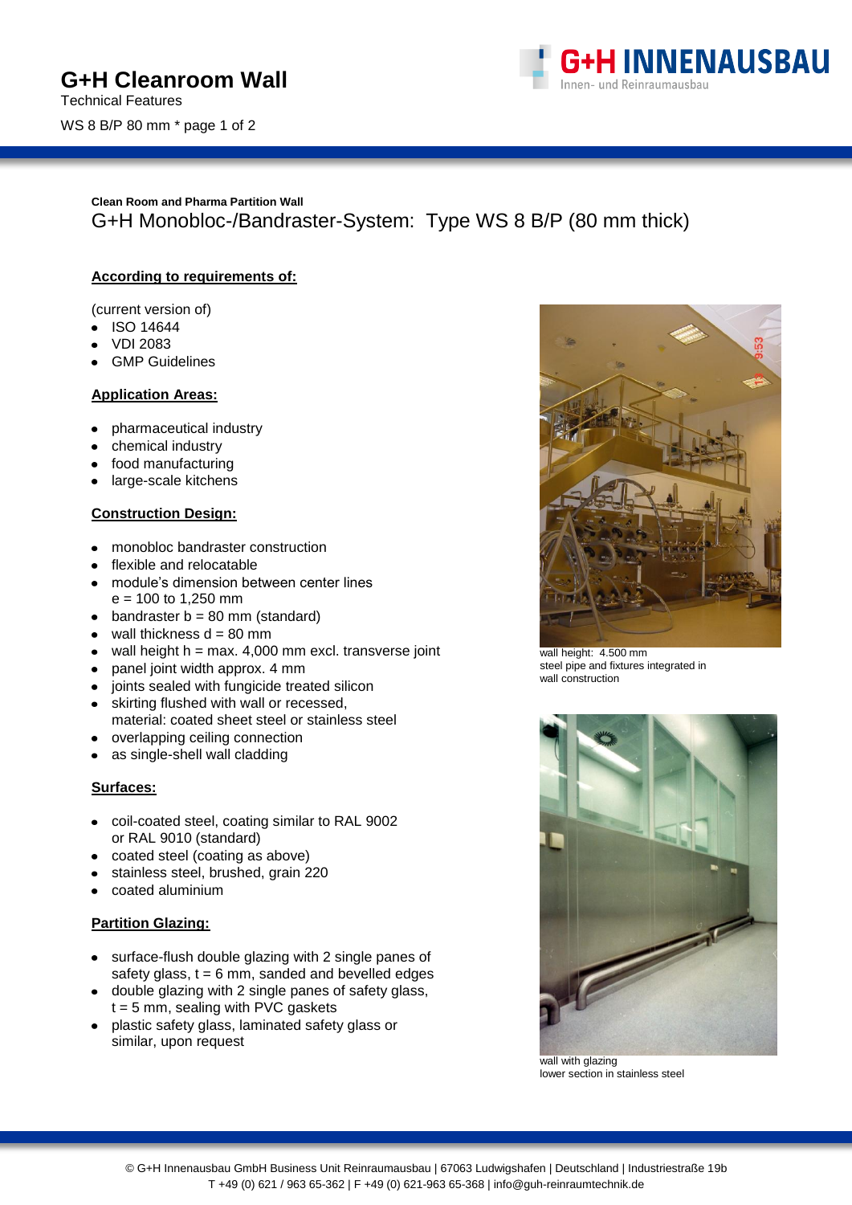# G+H Cleanroom Wall

Technical Features

WS 8 B/P 80 mm * page 1 of 2

**Clean Room and Pharma Partition Wall**

## G+H Monobloc-/Bandraster-System:  Type WS 8 B/P (80 mm thick)

### According to requirements of:

(current version of)

- ISO 14644
- VDI 2083
- GMP Guidelines

### Application Areas:

- pharmaceutical industry
- chemical industry
- food manufacturing
- large-scale kitchens

### Construction Design:

- monobloc bandraster construction
- flexible and relocatable
- module's dimension between center lines e = 100 to 1,250 mm
- bandraster b = 80 mm (standard)
- wall thickness d = 80 mm
- wall height h = max. 4,000 mm excl. transverse joint
- panel joint width approx. 4 mm
- joints sealed with fungicide treated silicon
- skirting flushed with wall or recessed, material: coated sheet steel or stainless steel
- overlapping ceiling connection
- as single-shell wall cladding

### Surfaces:

- coil-coated steel, coating similar to RAL 9002 or RAL 9010 (standard)
- coated steel (coating as above)
- stainless steel, brushed, grain 220
- coated aluminium

### Partition Glazing:

- surface-flush double glazing with 2 single panes of safety glass, t = 6 mm, sanded and bevelled edges
- double glazing with 2 single panes of safety glass, t = 5 mm, sealing with PVC gaskets
- plastic safety glass, laminated safety glass or similar, upon request

wall height: 4.500 mm
steel pipe and fixtures integrated in wall construction

wall with glazing
lower section in stainless steel

© G+H Innenausbau GmbH Business Unit Reinraumausbau | 67063 Ludwigshafen | Deutschland | Industriestraße 19b
T +49 (0) 621 / 963 65-362 | F +49 (0) 621-963 65-368 | info@guh-reinraumtechnik.de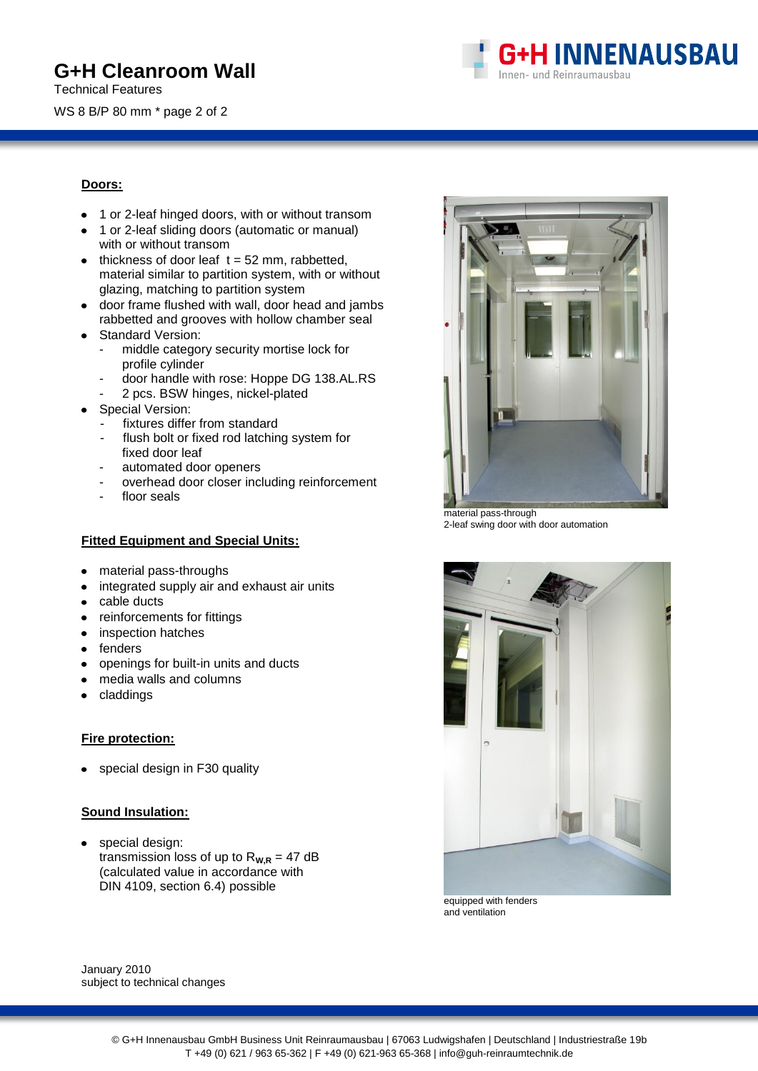## Doors:

- 1 or 2-leaf hinged doors, with or without transom
- 1 or 2-leaf sliding doors (automatic or manual) with or without transom
- thickness of door leaf t = 52 mm, rabbetted, material similar to partition system, with or without glazing, matching to partition system
- door frame flushed with wall, door head and jambs rabbetted and grooves with hollow chamber seal
- Standard Version:
  - middle category security mortise lock for profile cylinder
  - door handle with rose: Hoppe DG 138.AL.RS
  - 2 pcs. BSW hinges, nickel-plated
- Special Version:
  - fixtures differ from standard
  - flush bolt or fixed rod latching system for fixed door leaf
  - automated door openers
  - overhead door closer including reinforcement
  - floor seals

material pass-through
2-leaf swing door with door automation

## Fitted Equipment and Special Units:

- material pass-throughs
- integrated supply air and exhaust air units
- cable ducts
- reinforcements for fittings
- inspection hatches
- fenders
- openings for built-in units and ducts
- media walls and columns
- claddings

## Fire protection:

- special design in F30 quality

## Sound Insulation:

- special design:
  transmission loss of up to $R_{W,R}$ = 47 dB (calculated value in accordance with DIN 4109, section 6.4) possible

equipped with fenders
and ventilation

January 2010
subject to technical changes

© G+H Innenausbau GmbH Business Unit Reinraumausbau | 67063 Ludwigshafen | Deutschland | Industriestraße 19b
T +49 (0) 621 / 963 65-362 | F +49 (0) 621-963 65-368 | info@guh-reinraumtechnik.de